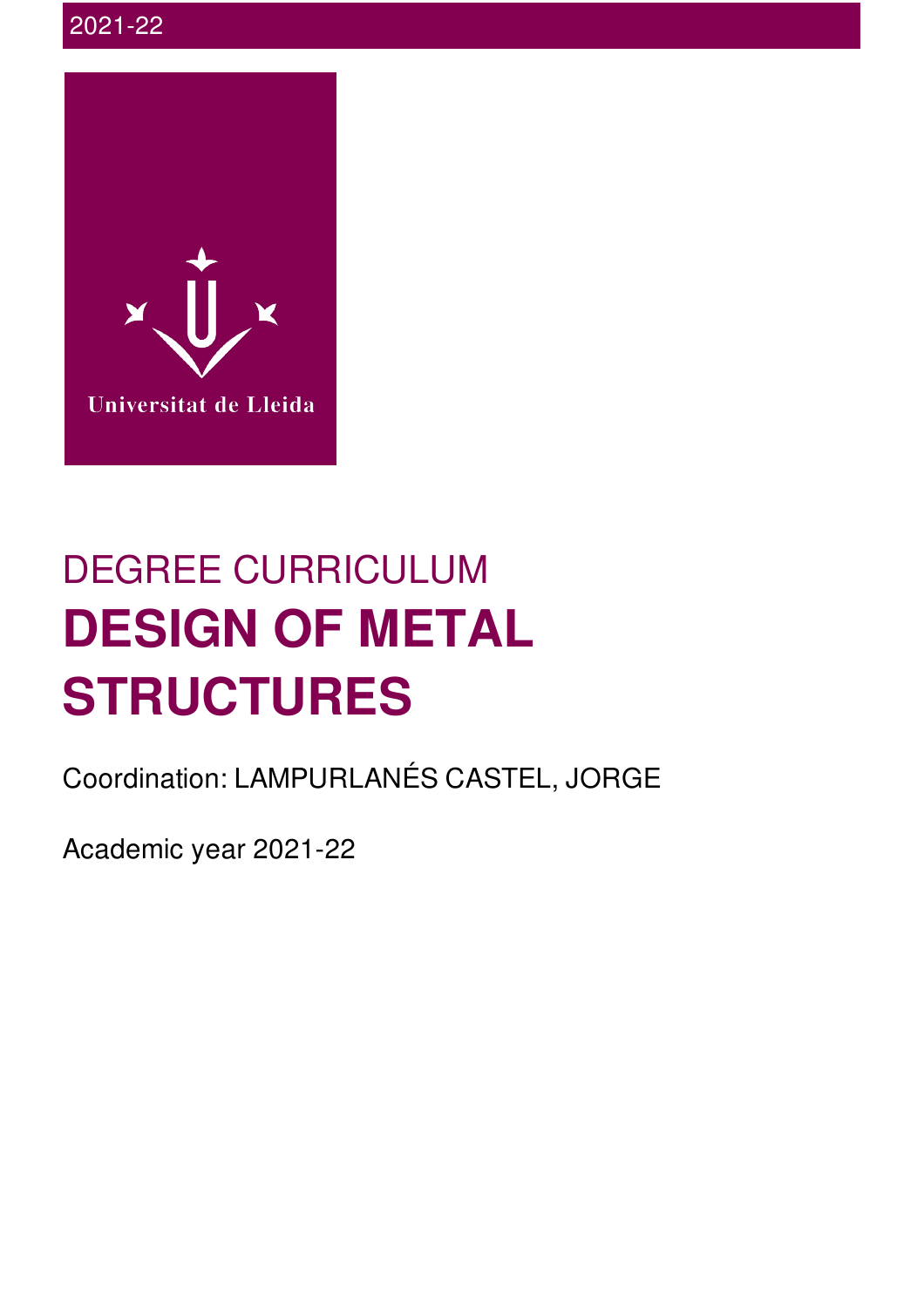2021-22

Universitat de Lleida

DEGREE CURRICULUM

# DESIGN OF METAL STRUCTURES

Coordination: LAMPURLANÉS CASTEL, JORGE

Academic year 2021-22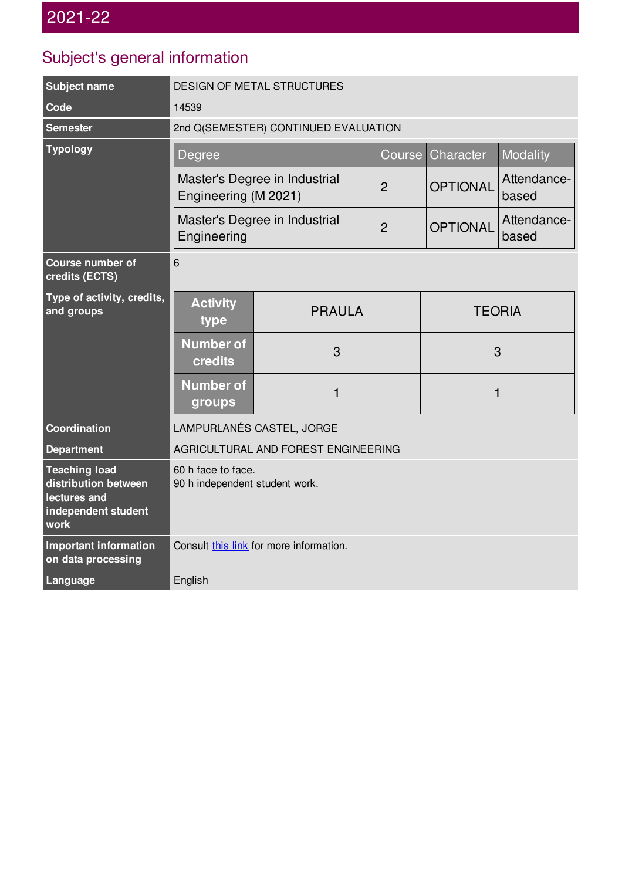## 2021-22

## Subject's general information

| Subject name | DESIGN OF METAL STRUCTURES |
|---|---|
| Code | 14539 |
| Semester | 2nd Q(SEMESTER) CONTINUED EVALUATION |
| Typology | |

| Degree | Course | Character | Modality |
|---|---|---|---|
| Master's Degree in Industrial Engineering (M 2021) | 2 | OPTIONAL | Attendance-based |
| Master's Degree in Industrial Engineering | 2 | OPTIONAL | Attendance-based |

| Course number of credits (ECTS) | 6 |
|---|---|
| Type of activity, credits, and groups | |

| Activity type | PRAULA | TEORIA |
|---|---|---|
| Number of credits | 3 | 3 |
| Number of groups | 1 | 1 |

| Coordination | LAMPURLANÉS CASTEL, JORGE |
|---|---|
| Department | AGRICULTURAL AND FOREST ENGINEERING |
| Teaching load distribution between lectures and independent student work | 60 h face to face.<br>90 h independent student work. |
| Important information on data processing | Consult this link for more information. |
| Language | English |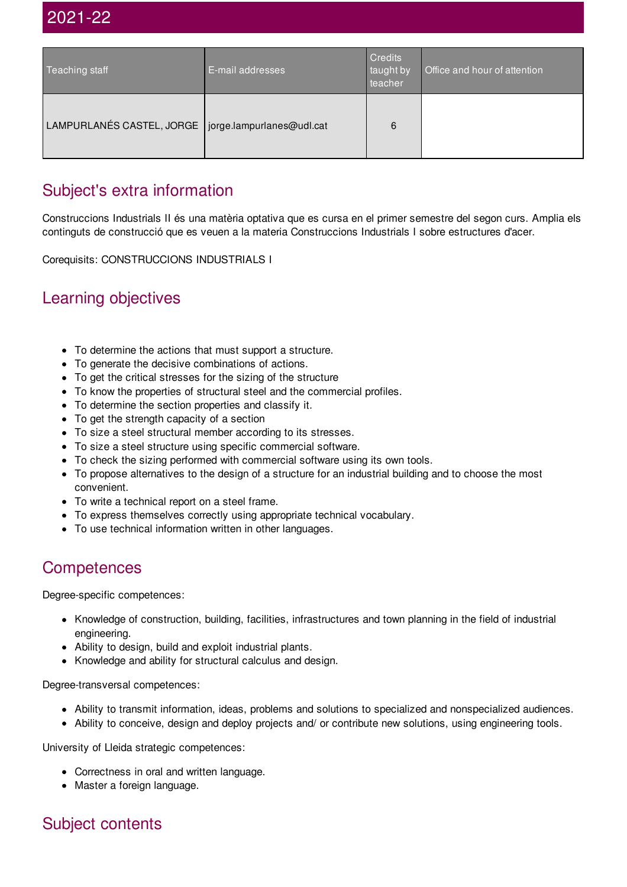# 2021-22

| Teaching staff | E-mail addresses | Credits taught by teacher | Office and hour of attention |
|---|---|---|---|
| LAMPURLANÉS CASTEL, JORGE | jorge.lampurlanes@udl.cat | 6 | |

## Subject's extra information

Construccions Industrials II és una matèria optativa que es cursa en el primer semestre del segon curs. Amplia els continguts de construcció que es veuen a la materia Construccions Industrials I sobre estructures d'acer.

Corequisits: CONSTRUCCIONS INDUSTRIALS I

## Learning objectives

- To determine the actions that must support a structure.
- To generate the decisive combinations of actions.
- To get the critical stresses for the sizing of the structure
- To know the properties of structural steel and the commercial profiles.
- To determine the section properties and classify it.
- To get the strength capacity of a section
- To size a steel structural member according to its stresses.
- To size a steel structure using specific commercial software.
- To check the sizing performed with commercial software using its own tools.
- To propose alternatives to the design of a structure for an industrial building and to choose the most convenient.
- To write a technical report on a steel frame.
- To express themselves correctly using appropriate technical vocabulary.
- To use technical information written in other languages.

## Competences

Degree-specific competences:

- Knowledge of construction, building, facilities, infrastructures and town planning in the field of industrial engineering.
- Ability to design, build and exploit industrial plants.
- Knowledge and ability for structural calculus and design.

Degree-transversal competences:

- Ability to transmit information, ideas, problems and solutions to specialized and nonspecialized audiences.
- Ability to conceive, design and deploy projects and/ or contribute new solutions, using engineering tools.

University of Lleida strategic competences:

- Correctness in oral and written language.
- Master a foreign language.

## Subject contents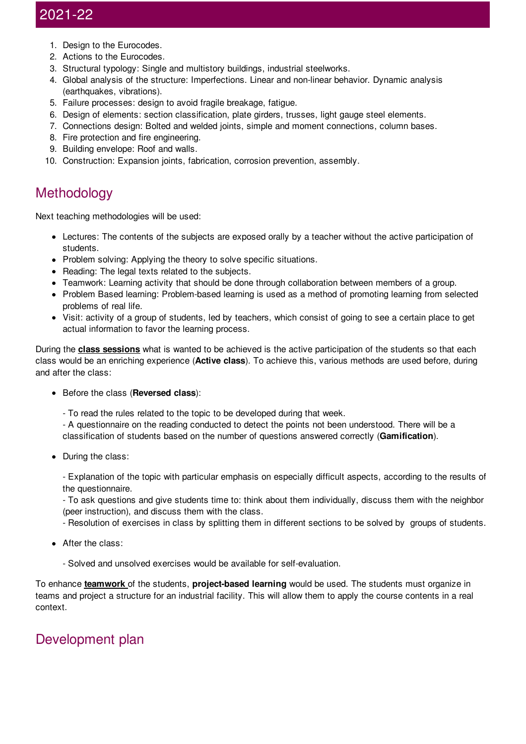1. Design to the Eurocodes.
2. Actions to the Eurocodes.
3. Structural typology: Single and multistory buildings, industrial steelworks.
4. Global analysis of the structure: Imperfections. Linear and non-linear behavior. Dynamic analysis (earthquakes, vibrations).
5. Failure processes: design to avoid fragile breakage, fatigue.
6. Design of elements: section classification, plate girders, trusses, light gauge steel elements.
7. Connections design: Bolted and welded joints, simple and moment connections, column bases.
8. Fire protection and fire engineering.
9. Building envelope: Roof and walls.
10. Construction: Expansion joints, fabrication, corrosion prevention, assembly.

## Methodology

Next teaching methodologies will be used:

- Lectures: The contents of the subjects are exposed orally by a teacher without the active participation of students.
- Problem solving: Applying the theory to solve specific situations.
- Reading: The legal texts related to the subjects.
- Teamwork: Learning activity that should be done through collaboration between members of a group.
- Problem Based learning: Problem-based learning is used as a method of promoting learning from selected problems of real life.
- Visit: activity of a group of students, led by teachers, which consist of going to see a certain place to get actual information to favor the learning process.

During the **class sessions** what is wanted to be achieved is the active participation of the students so that each class would be an enriching experience (**Active class**). To achieve this, various methods are used before, during and after the class:

- Before the class (**Reversed class**):

  - To read the rules related to the topic to be developed during that week.
  - A questionnaire on the reading conducted to detect the points not been understood. There will be a classification of students based on the number of questions answered correctly (**Gamification**).

- During the class:

  - Explanation of the topic with particular emphasis on especially difficult aspects, according to the results of the questionnaire.
  - To ask questions and give students time to: think about them individually, discuss them with the neighbor (peer instruction), and discuss them with the class.
  - Resolution of exercises in class by splitting them in different sections to be solved by groups of students.

- After the class:

  - Solved and unsolved exercises would be available for self-evaluation.

To enhance **teamwork** of the students, **project-based learning** would be used. The students must organize in teams and project a structure for an industrial facility. This will allow them to apply the course contents in a real context.

## Development plan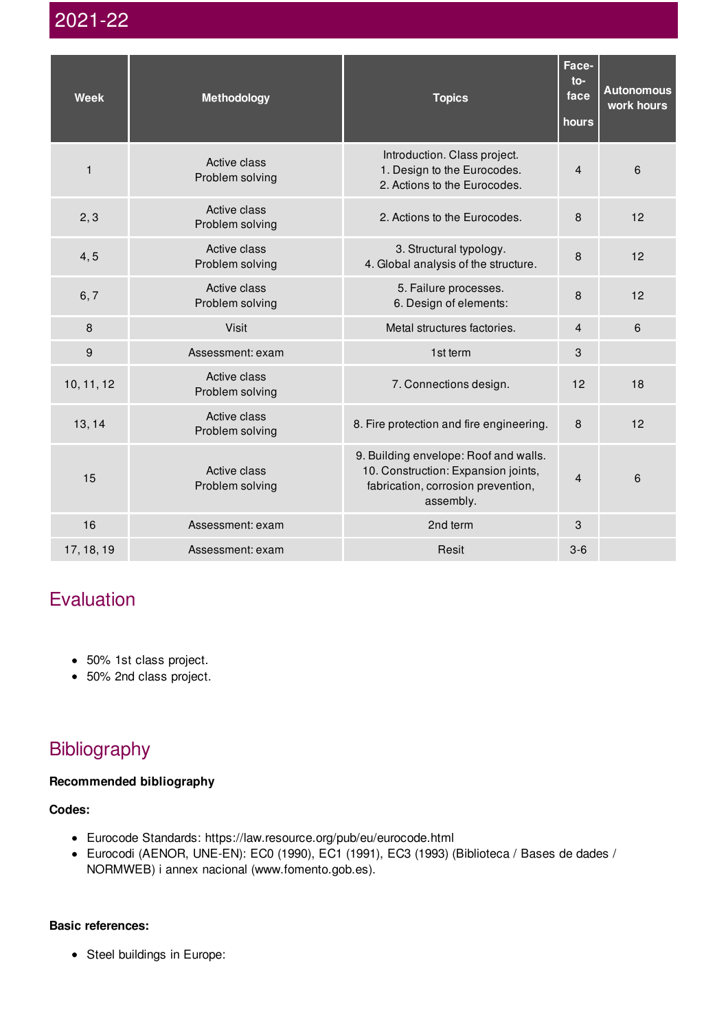## 2021-22

| Week | Methodology | Topics | Face-to-face hours | Autonomous work hours |
|---|---|---|---|---|
| 1 | Active class<br>Problem solving | Introduction. Class project.<br>1. Design to the Eurocodes.<br>2. Actions to the Eurocodes. | 4 | 6 |
| 2, 3 | Active class<br>Problem solving | 2. Actions to the Eurocodes. | 8 | 12 |
| 4, 5 | Active class<br>Problem solving | 3. Structural typology.<br>4. Global analysis of the structure. | 8 | 12 |
| 6, 7 | Active class<br>Problem solving | 5. Failure processes.<br>6. Design of elements: | 8 | 12 |
| 8 | Visit | Metal structures factories. | 4 | 6 |
| 9 | Assessment: exam | 1st term | 3 | |
| 10, 11, 12 | Active class<br>Problem solving | 7. Connections design. | 12 | 18 |
| 13, 14 | Active class<br>Problem solving | 8. Fire protection and fire engineering. | 8 | 12 |
| 15 | Active class<br>Problem solving | 9. Building envelope: Roof and walls.<br>10. Construction: Expansion joints, fabrication, corrosion prevention, assembly. | 4 | 6 |
| 16 | Assessment: exam | 2nd term | 3 | |
| 17, 18, 19 | Assessment: exam | Resit | 3-6 | |

## Evaluation

- 50% 1st class project.
- 50% 2nd class project.

## Bibliography

**Recommended bibliography**

**Codes:**

- Eurocode Standards: https://law.resource.org/pub/eu/eurocode.html
- Eurocodi (AENOR, UNE-EN): EC0 (1990), EC1 (1991), EC3 (1993) (Biblioteca / Bases de dades / NORMWEB) i annex nacional (www.fomento.gob.es).

**Basic references:**

- Steel buildings in Europe: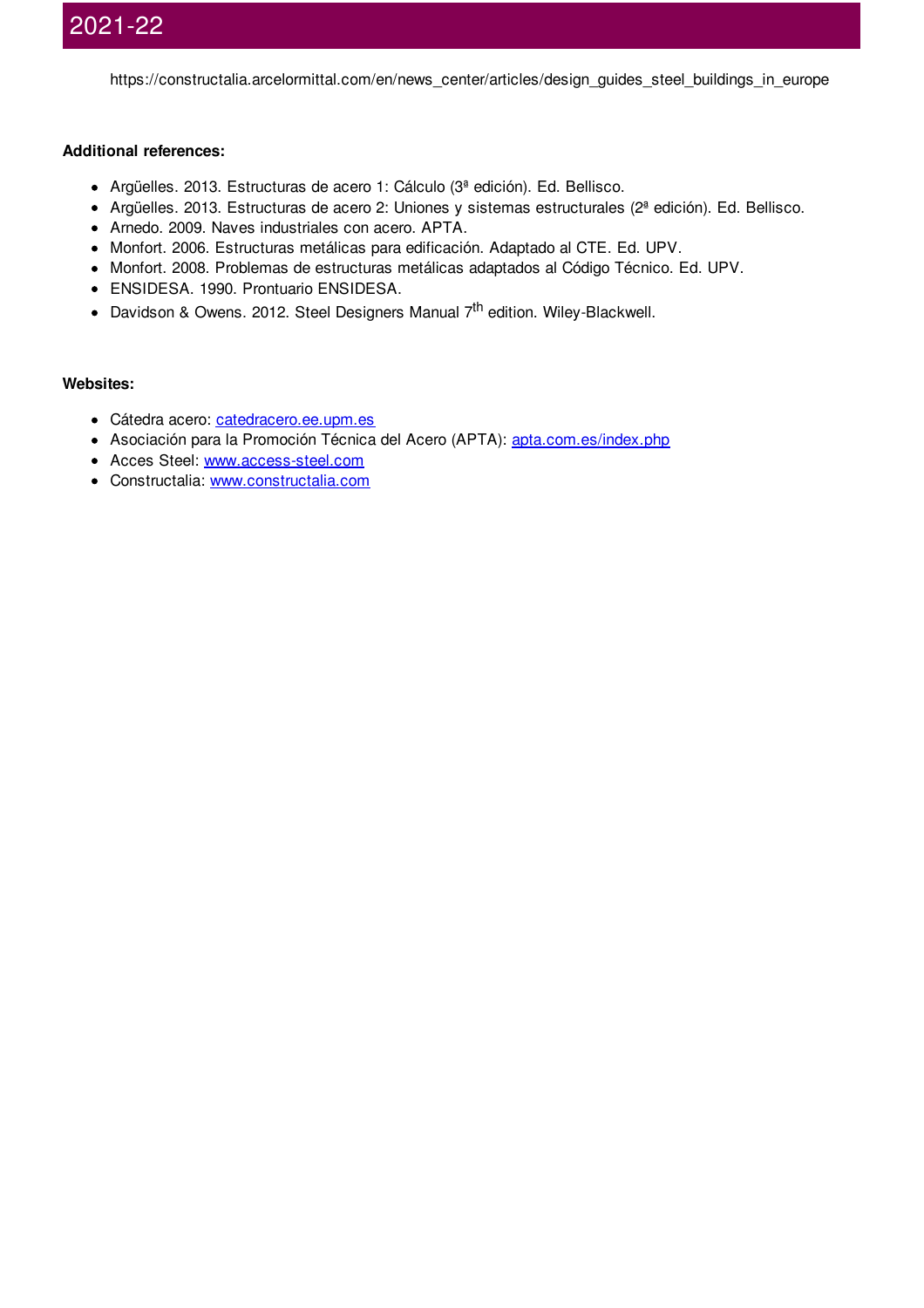https://constructalia.arcelormittal.com/en/news_center/articles/design_guides_steel_buildings_in_europe

**Additional references:**

- Argüelles. 2013. Estructuras de acero 1: Cálculo (3ª edición). Ed. Bellisco.
- Argüelles. 2013. Estructuras de acero 2: Uniones y sistemas estructurales (2ª edición). Ed. Bellisco.
- Arnedo. 2009. Naves industriales con acero. APTA.
- Monfort. 2006. Estructuras metálicas para edificación. Adaptado al CTE. Ed. UPV.
- Monfort. 2008. Problemas de estructuras metálicas adaptados al Código Técnico. Ed. UPV.
- ENSIDESA. 1990. Prontuario ENSIDESA.
- Davidson & Owens. 2012. Steel Designers Manual 7th edition. Wiley-Blackwell.

**Websites:**

- Cátedra acero: [catedracero.ee.upm.es](catedracero.ee.upm.es)
- Asociación para la Promoción Técnica del Acero (APTA): [apta.com.es/index.php](apta.com.es/index.php)
- Acces Steel: [www.access-steel.com](www.access-steel.com)
- Constructalia: [www.constructalia.com](www.constructalia.com)